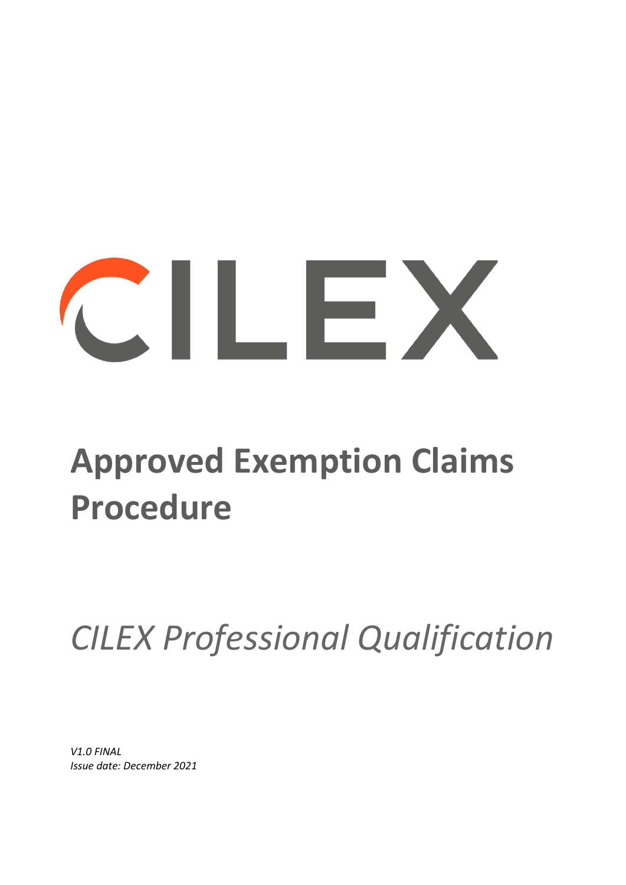CILEX

# Approved Exemption Claims Procedure

*CILEX Professional Qualification*

*V1.0 FINAL*
*Issue date: December 2021*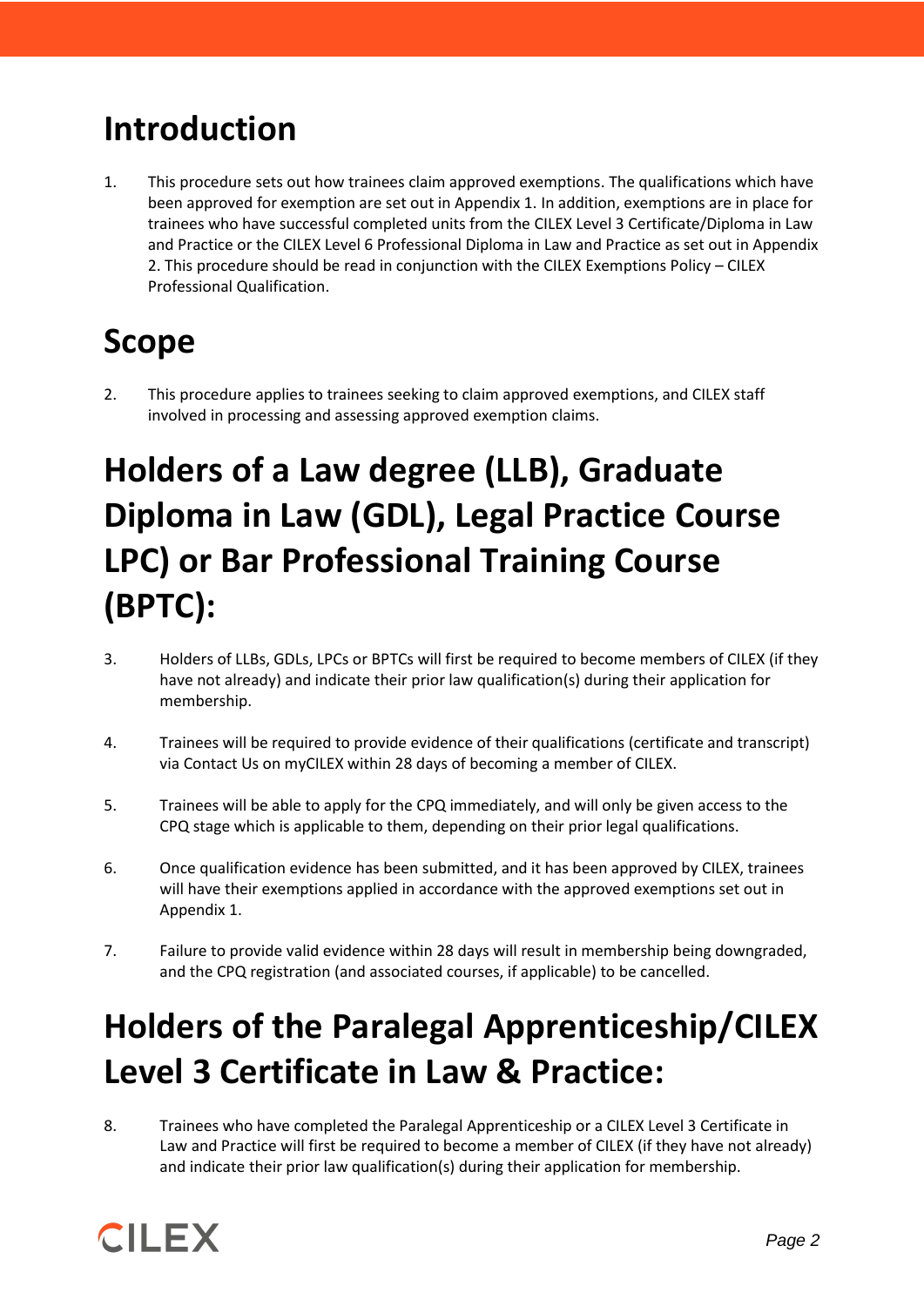# Introduction

1. This procedure sets out how trainees claim approved exemptions. The qualifications which have been approved for exemption are set out in Appendix 1. In addition, exemptions are in place for trainees who have successful completed units from the CILEX Level 3 Certificate/Diploma in Law and Practice or the CILEX Level 6 Professional Diploma in Law and Practice as set out in Appendix 2. This procedure should be read in conjunction with the CILEX Exemptions Policy – CILEX Professional Qualification.

# Scope

2. This procedure applies to trainees seeking to claim approved exemptions, and CILEX staff involved in processing and assessing approved exemption claims.

# Holders of a Law degree (LLB), Graduate Diploma in Law (GDL), Legal Practice Course LPC) or Bar Professional Training Course (BPTC):

3. Holders of LLBs, GDLs, LPCs or BPTCs will first be required to become members of CILEX (if they have not already) and indicate their prior law qualification(s) during their application for membership.

4. Trainees will be required to provide evidence of their qualifications (certificate and transcript) via Contact Us on myCILEX within 28 days of becoming a member of CILEX.

5. Trainees will be able to apply for the CPQ immediately, and will only be given access to the CPQ stage which is applicable to them, depending on their prior legal qualifications.

6. Once qualification evidence has been submitted, and it has been approved by CILEX, trainees will have their exemptions applied in accordance with the approved exemptions set out in Appendix 1.

7. Failure to provide valid evidence within 28 days will result in membership being downgraded, and the CPQ registration (and associated courses, if applicable) to be cancelled.

# Holders of the Paralegal Apprenticeship/CILEX Level 3 Certificate in Law & Practice:

8. Trainees who have completed the Paralegal Apprenticeship or a CILEX Level 3 Certificate in Law and Practice will first be required to become a member of CILEX (if they have not already) and indicate their prior law qualification(s) during their application for membership.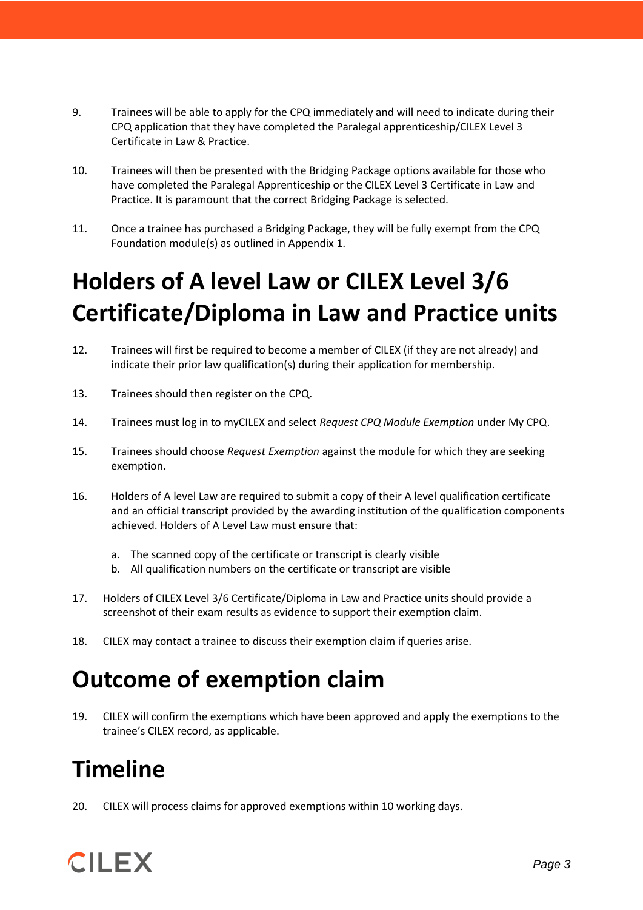9. Trainees will be able to apply for the CPQ immediately and will need to indicate during their CPQ application that they have completed the Paralegal apprenticeship/CILEX Level 3 Certificate in Law & Practice.

10. Trainees will then be presented with the Bridging Package options available for those who have completed the Paralegal Apprenticeship or the CILEX Level 3 Certificate in Law and Practice. It is paramount that the correct Bridging Package is selected.

11. Once a trainee has purchased a Bridging Package, they will be fully exempt from the CPQ Foundation module(s) as outlined in Appendix 1.

# Holders of A level Law or CILEX Level 3/6 Certificate/Diploma in Law and Practice units

12. Trainees will first be required to become a member of CILEX (if they are not already) and indicate their prior law qualification(s) during their application for membership.

13. Trainees should then register on the CPQ.

14. Trainees must log in to myCILEX and select *Request CPQ Module Exemption* under My CPQ.

15. Trainees should choose *Request Exemption* against the module for which they are seeking exemption.

16. Holders of A level Law are required to submit a copy of their A level qualification certificate and an official transcript provided by the awarding institution of the qualification components achieved. Holders of A Level Law must ensure that:

    a. The scanned copy of the certificate or transcript is clearly visible
    b. All qualification numbers on the certificate or transcript are visible

17. Holders of CILEX Level 3/6 Certificate/Diploma in Law and Practice units should provide a screenshot of their exam results as evidence to support their exemption claim.

18. CILEX may contact a trainee to discuss their exemption claim if queries arise.

# Outcome of exemption claim

19. CILEX will confirm the exemptions which have been approved and apply the exemptions to the trainee's CILEX record, as applicable.

# Timeline

20. CILEX will process claims for approved exemptions within 10 working days.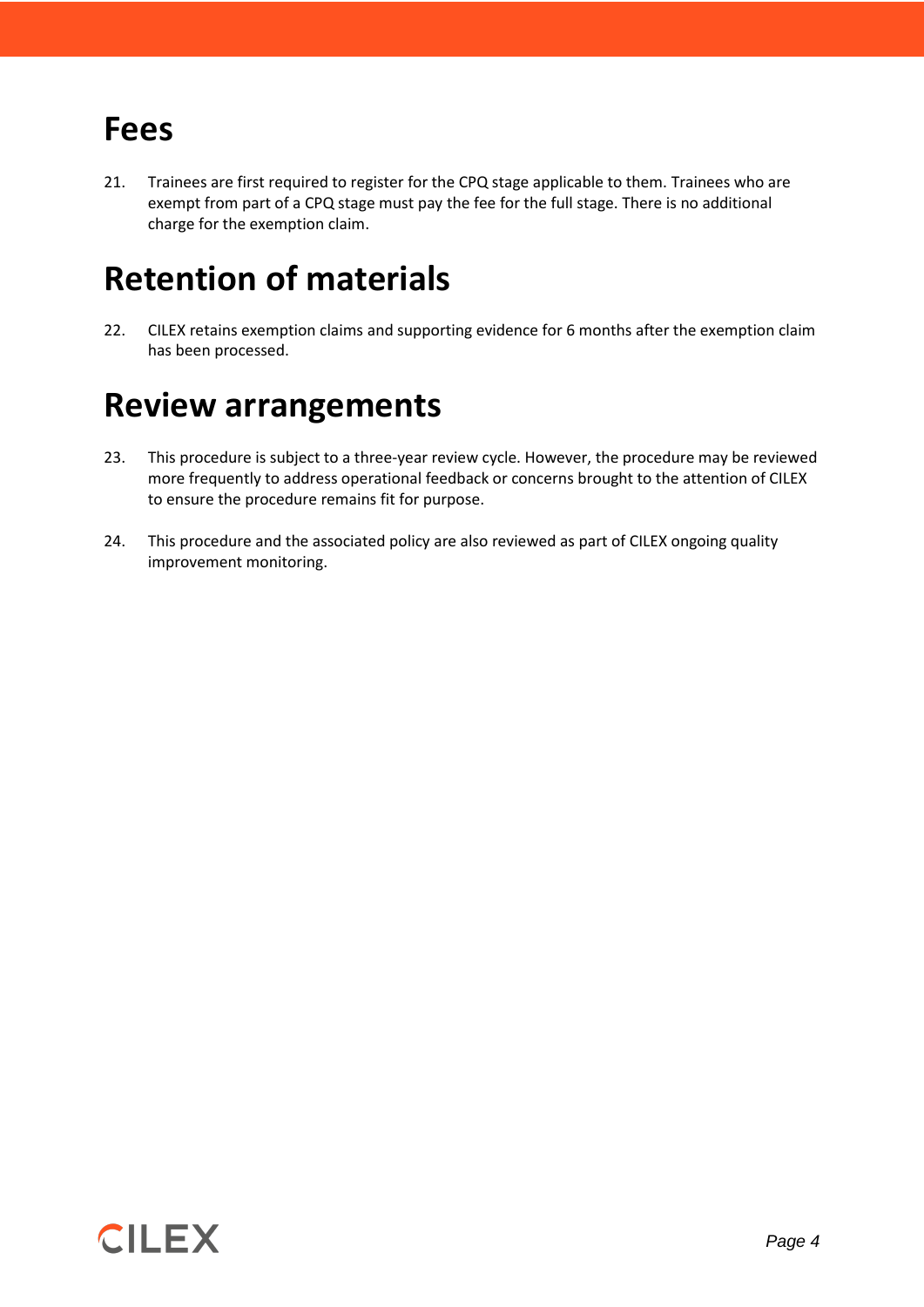# Fees

21. Trainees are first required to register for the CPQ stage applicable to them. Trainees who are exempt from part of a CPQ stage must pay the fee for the full stage. There is no additional charge for the exemption claim.

# Retention of materials

22. CILEX retains exemption claims and supporting evidence for 6 months after the exemption claim has been processed.

# Review arrangements

23. This procedure is subject to a three-year review cycle. However, the procedure may be reviewed more frequently to address operational feedback or concerns brought to the attention of CILEX to ensure the procedure remains fit for purpose.

24. This procedure and the associated policy are also reviewed as part of CILEX ongoing quality improvement monitoring.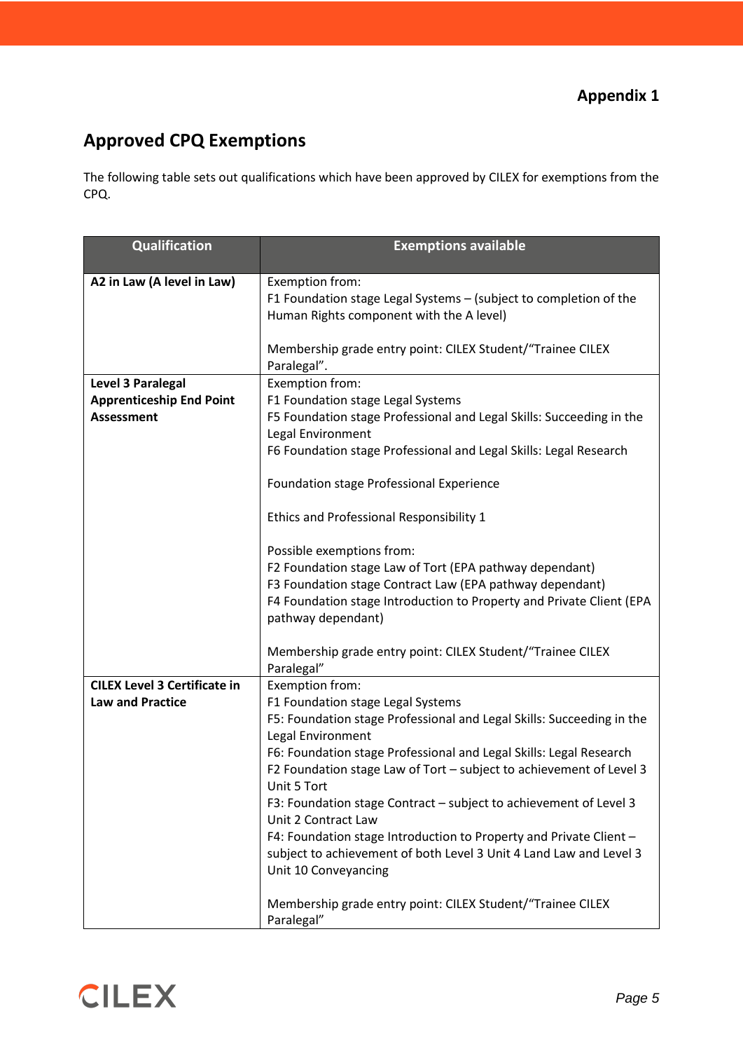**Appendix 1**

## Approved CPQ Exemptions

The following table sets out qualifications which have been approved by CILEX for exemptions from the CPQ.

| Qualification | Exemptions available |
|---|---|
| **A2 in Law (A level in Law)** | Exemption from:<br>F1 Foundation stage Legal Systems – (subject to completion of the Human Rights component with the A level)<br><br>Membership grade entry point: CILEX Student/"Trainee CILEX Paralegal". |
| **Level 3 Paralegal Apprenticeship End Point Assessment** | Exemption from:<br>F1 Foundation stage Legal Systems<br>F5 Foundation stage Professional and Legal Skills: Succeeding in the Legal Environment<br>F6 Foundation stage Professional and Legal Skills: Legal Research<br><br>Foundation stage Professional Experience<br><br>Ethics and Professional Responsibility 1<br><br>Possible exemptions from:<br>F2 Foundation stage Law of Tort (EPA pathway dependant)<br>F3 Foundation stage Contract Law (EPA pathway dependant)<br>F4 Foundation stage Introduction to Property and Private Client (EPA pathway dependant)<br><br>Membership grade entry point: CILEX Student/"Trainee CILEX Paralegal" |
| **CILEX Level 3 Certificate in Law and Practice** | Exemption from:<br>F1 Foundation stage Legal Systems<br>F5: Foundation stage Professional and Legal Skills: Succeeding in the Legal Environment<br>F6: Foundation stage Professional and Legal Skills: Legal Research<br>F2 Foundation stage Law of Tort – subject to achievement of Level 3 Unit 5 Tort<br>F3: Foundation stage Contract – subject to achievement of Level 3 Unit 2 Contract Law<br>F4: Foundation stage Introduction to Property and Private Client – subject to achievement of both Level 3 Unit 4 Land Law and Level 3 Unit 10 Conveyancing<br><br>Membership grade entry point: CILEX Student/"Trainee CILEX Paralegal" |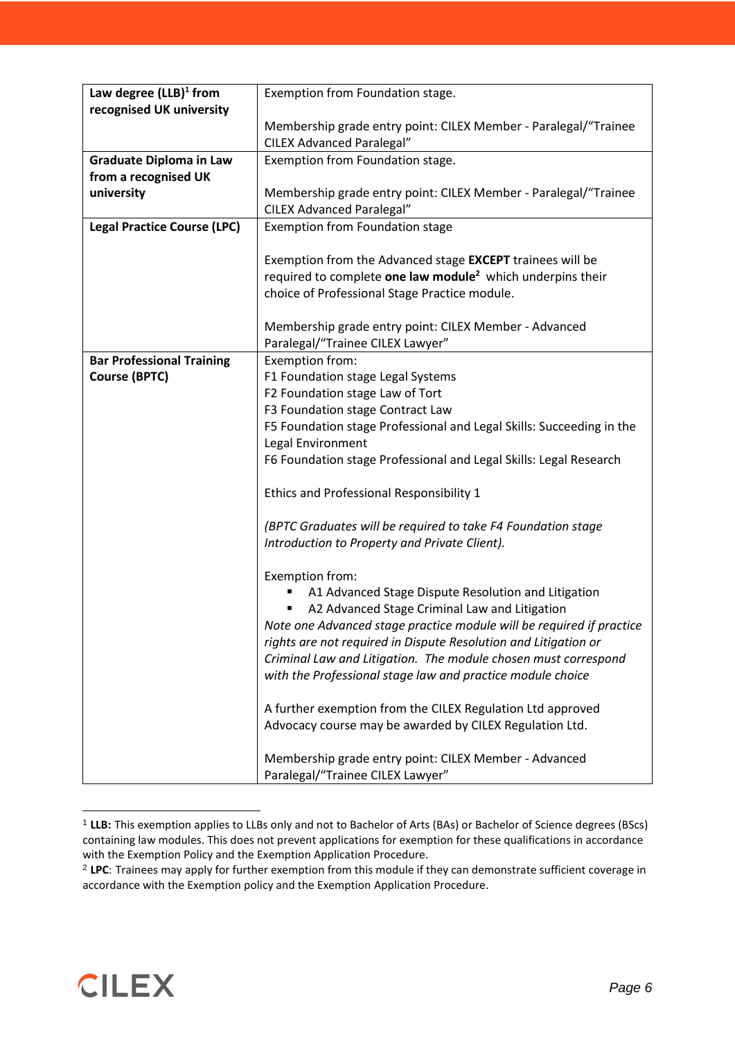| | |
|---|---|
| **Law degree (LLB)[1] from recognised UK university** | Exemption from Foundation stage.<br><br>Membership grade entry point: CILEX Member - Paralegal/"Trainee CILEX Advanced Paralegal" |
| **Graduate Diploma in Law from a recognised UK university** | Exemption from Foundation stage.<br><br>Membership grade entry point: CILEX Member - Paralegal/"Trainee CILEX Advanced Paralegal" |
| **Legal Practice Course (LPC)** | Exemption from Foundation stage<br><br>Exemption from the Advanced stage **EXCEPT** trainees will be required to complete **one law module[2]** which underpins their choice of Professional Stage Practice module.<br><br>Membership grade entry point: CILEX Member - Advanced Paralegal/"Trainee CILEX Lawyer" |
| **Bar Professional Training Course (BPTC)** | Exemption from:<br>F1 Foundation stage Legal Systems<br>F2 Foundation stage Law of Tort<br>F3 Foundation stage Contract Law<br>F5 Foundation stage Professional and Legal Skills: Succeeding in the Legal Environment<br>F6 Foundation stage Professional and Legal Skills: Legal Research<br><br>Ethics and Professional Responsibility 1<br><br>*(BPTC Graduates will be required to take F4 Foundation stage Introduction to Property and Private Client).*<br><br>Exemption from:<br>▪ A1 Advanced Stage Dispute Resolution and Litigation<br>▪ A2 Advanced Stage Criminal Law and Litigation<br>*Note one Advanced stage practice module will be required if practice rights are not required in Dispute Resolution and Litigation or Criminal Law and Litigation. The module chosen must correspond with the Professional stage law and practice module choice*<br><br>A further exemption from the CILEX Regulation Ltd approved Advocacy course may be awarded by CILEX Regulation Ltd.<br><br>Membership grade entry point: CILEX Member - Advanced Paralegal/"Trainee CILEX Lawyer" |

---

[1] **LLB:** This exemption applies to LLBs only and not to Bachelor of Arts (BAs) or Bachelor of Science degrees (BScs) containing law modules. This does not prevent applications for exemption for these qualifications in accordance with the Exemption Policy and the Exemption Application Procedure.

[2] **LPC**: Trainees may apply for further exemption from this module if they can demonstrate sufficient coverage in accordance with the Exemption policy and the Exemption Application Procedure.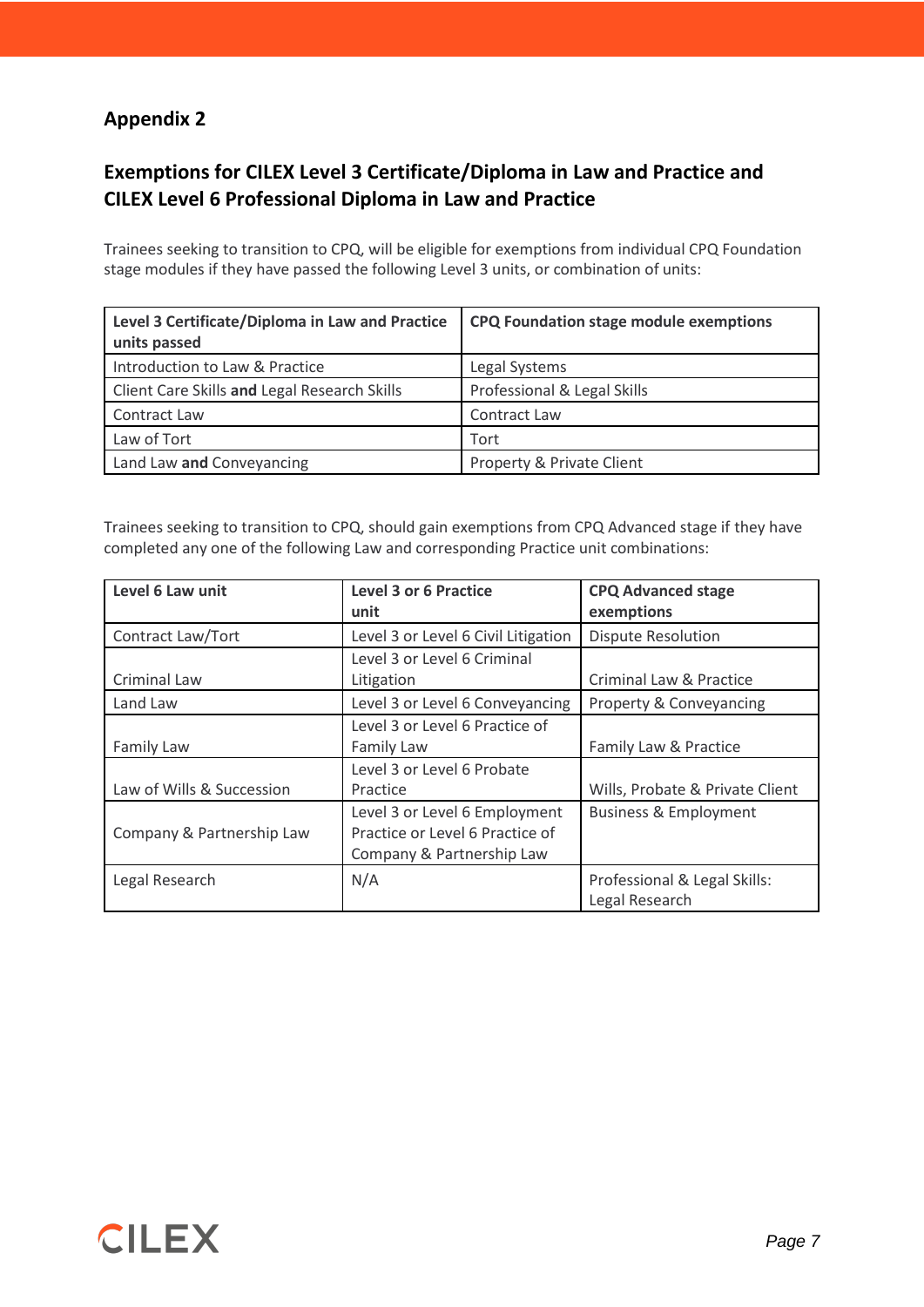## Appendix 2

## Exemptions for CILEX Level 3 Certificate/Diploma in Law and Practice and CILEX Level 6 Professional Diploma in Law and Practice

Trainees seeking to transition to CPQ, will be eligible for exemptions from individual CPQ Foundation stage modules if they have passed the following Level 3 units, or combination of units:

| Level 3 Certificate/Diploma in Law and Practice units passed | CPQ Foundation stage module exemptions |
|---|---|
| Introduction to Law & Practice | Legal Systems |
| Client Care Skills **and** Legal Research Skills | Professional & Legal Skills |
| Contract Law | Contract Law |
| Law of Tort | Tort |
| Land Law **and** Conveyancing | Property & Private Client |

Trainees seeking to transition to CPQ, should gain exemptions from CPQ Advanced stage if they have completed any one of the following Law and corresponding Practice unit combinations:

| Level 6 Law unit | Level 3 or 6 Practice unit | CPQ Advanced stage exemptions |
|---|---|---|
| Contract Law/Tort | Level 3 or Level 6 Civil Litigation | Dispute Resolution |
| Criminal Law | Level 3 or Level 6 Criminal Litigation | Criminal Law & Practice |
| Land Law | Level 3 or Level 6 Conveyancing | Property & Conveyancing |
| Family Law | Level 3 or Level 6 Practice of Family Law | Family Law & Practice |
| Law of Wills & Succession | Level 3 or Level 6 Probate Practice | Wills, Probate & Private Client |
| Company & Partnership Law | Level 3 or Level 6 Employment Practice or Level 6 Practice of Company & Partnership Law | Business & Employment |
| Legal Research | N/A | Professional & Legal Skills: Legal Research |